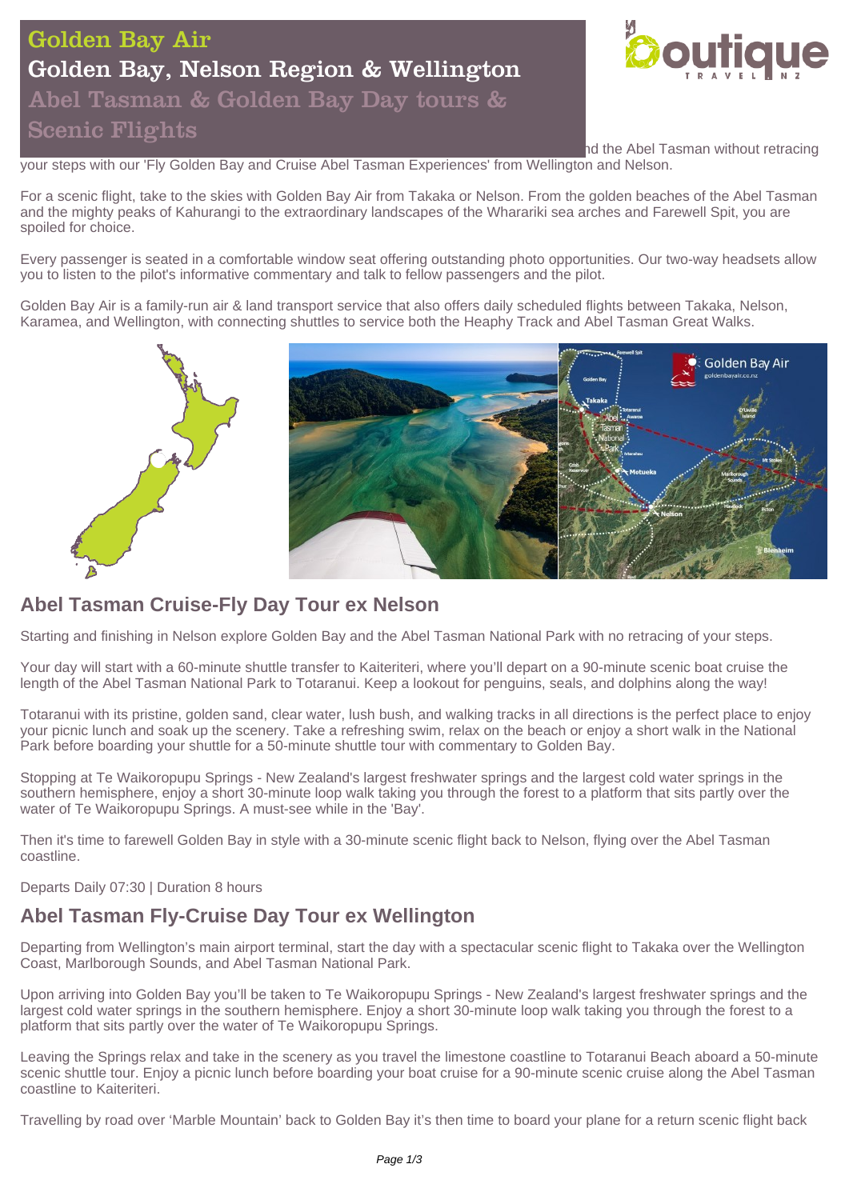# Golden Bay Air

## Golden Bay, Nelson Region & Wellington

## Abel Tasman & Golden Bay Day tours & Scenic Flights

nd the Abel Tasman without retracing your steps with our 'Fly Golden Bay and Cruise Abel Tasman Experiences' from Wellington and Nelson.

For a scenic flight, take to the skies with Golden Bay Air from Takaka or Nelson. From the golden beaches of the Abel Tasman and the mighty peaks of Kahurangi to the extraordinary landscapes of the Wharariki sea arches and Farewell Spit, you are spoiled for choice.

Every passenger is seated in a comfortable window seat offering outstanding photo opportunities. Our two-way headsets allow you to listen to the pilot's informative commentary and talk to fellow passengers and the pilot.

Golden Bay Air is a family-run air & land transport service that also offers daily scheduled flights between Takaka, Nelson, Karamea, and Wellington, with connecting shuttles to service both the Heaphy Track and Abel Tasman Great Walks.

## Abel Tasman Cruise-Fly Day Tour ex Nelson

Starting and finishing in Nelson explore Golden Bay and the Abel Tasman National Park with no retracing of your steps.

Your day will start with a 60-minute shuttle transfer to Kaiteriteri, where you'll depart on a 90-minute scenic boat cruise the length of the Abel Tasman National Park to Totaranui. Keep a lookout for penguins, seals, and dolphins along the way!

Totaranui with its pristine, golden sand, clear water, lush bush, and walking tracks in all directions is the perfect place to enjoy your picnic lunch and soak up the scenery. Take a refreshing swim, relax on the beach or enjoy a short walk in the National Park before boarding your shuttle for a 50-minute shuttle tour with commentary to Golden Bay.

Stopping at Te Waikoropupu Springs - New Zealand's largest freshwater springs and the largest cold water springs in the southern hemisphere, enjoy a short 30-minute loop walk taking you through the forest to a platform that sits partly over the water of Te Waikoropupu Springs. A must-see while in the 'Bay'.

Then it's time to farewell Golden Bay in style with a 30-minute scenic flight back to Nelson, flying over the Abel Tasman coastline.

Departs Daily 07:30 | Duration 8 hours

## Abel Tasman Fly-Cruise Day Tour ex Wellington

Departing from Wellington's main airport terminal, start the day with a spectacular scenic flight to Takaka over the Wellington Coast, Marlborough Sounds, and Abel Tasman National Park.

Upon arriving into Golden Bay you'll be taken to Te Waikoropupu Springs - New Zealand's largest freshwater springs and the largest cold water springs in the southern hemisphere. Enjoy a short 30-minute loop walk taking you through the forest to a platform that sits partly over the water of Te Waikoropupu Springs.

Leaving the Springs relax and take in the scenery as you travel the limestone coastline to Totaranui Beach aboard a 50-minute scenic shuttle tour. Enjoy a picnic lunch before boarding your boat cruise for a 90-minute scenic cruise along the Abel Tasman coastline to Kaiteriteri.

Travelling by road over 'Marble Mountain' back to Golden Bay it's then time to board your plane for a return scenic flight back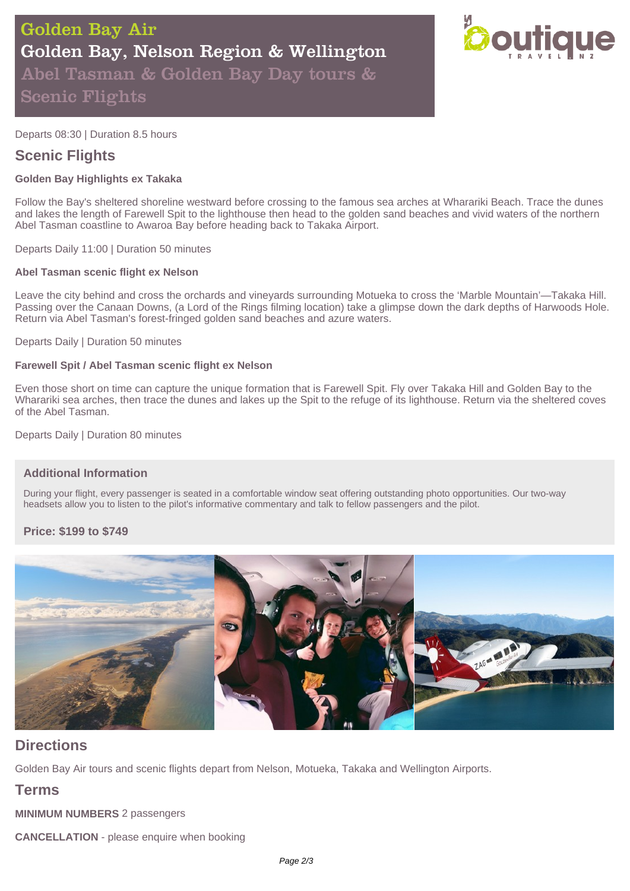# Golden Bay Air

## Golden Bay, Nelson Region & Wellington

### Abel Tasman & Golden Bay Day tours & Scenic Flights

Departs 08:30 | Duration 8.5 hours

## Scenic Flights

**Golden Bay Highlights ex Takaka**

Follow the Bay's sheltered shoreline westward before crossing to the famous sea arches at Wharariki Beach. Trace the dunes and lakes the length of Farewell Spit to the lighthouse then head to the golden sand beaches and vivid waters of the northern Abel Tasman coastline to Awaroa Bay before heading back to Takaka Airport.

Departs Daily 11:00 | Duration 50 minutes

**Abel Tasman scenic flight ex Nelson**

Leave the city behind and cross the orchards and vineyards surrounding Motueka to cross the 'Marble Mountain'—Takaka Hill. Passing over the Canaan Downs, (a Lord of the Rings filming location) take a glimpse down the dark depths of Harwoods Hole. Return via Abel Tasman's forest-fringed golden sand beaches and azure waters.

Departs Daily | Duration 50 minutes

**Farewell Spit / Abel Tasman scenic flight ex Nelson**

Even those short on time can capture the unique formation that is Farewell Spit. Fly over Takaka Hill and Golden Bay to the Wharariki sea arches, then trace the dunes and lakes up the Spit to the refuge of its lighthouse. Return via the sheltered coves of the Abel Tasman.

Departs Daily | Duration 80 minutes

### Additional Information

During your flight, every passenger is seated in a comfortable window seat offering outstanding photo opportunities. Our two-way headsets allow you to listen to the pilot's informative commentary and talk to fellow passengers and the pilot.

**Price: $199 to $749**

## Directions

Golden Bay Air tours and scenic flights depart from Nelson, Motueka, Takaka and Wellington Airports.

## Terms

**MINIMUM NUMBERS** 2 passengers

**CANCELLATION** - please enquire when booking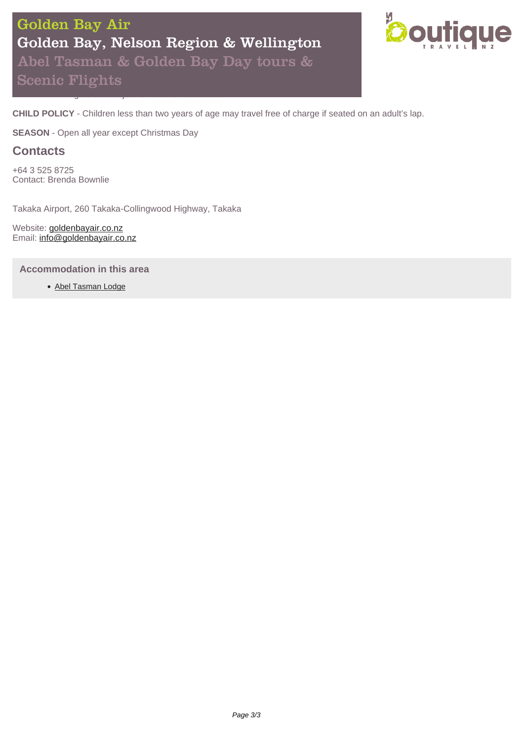# Golden Bay Air

## Golden Bay, Nelson Region & Wellington

## Abel Tasman & Golden Bay Day tours & Scenic Flights

**CHILD POLICY** - Children less than two years of age may travel free of charge if seated on an adult's lap.

**SEASON** - Open all year except Christmas Day

## Contacts

+64 3 525 8725
Contact: Brenda Bownlie

Takaka Airport, 260 Takaka-Collingwood Highway, Takaka

Website: goldenbayair.co.nz
Email: info@goldenbayair.co.nz

### Accommodation in this area

- Abel Tasman Lodge